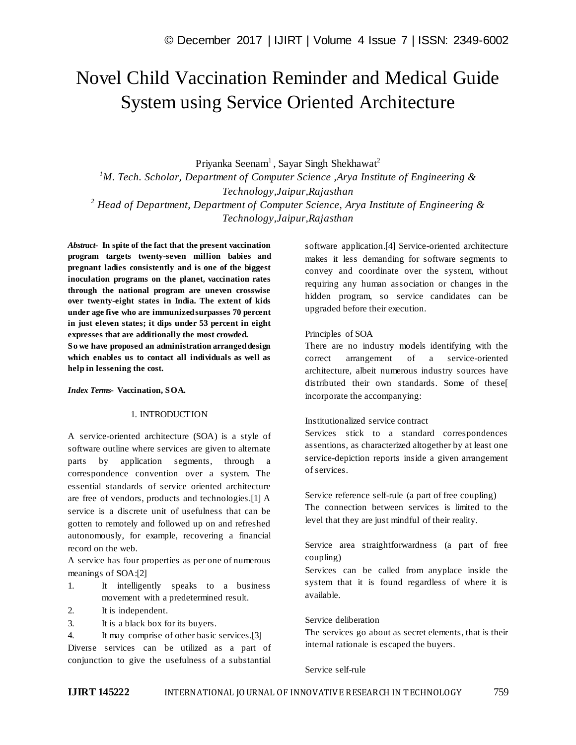# Novel Child Vaccination Reminder and Medical Guide System using Service Oriented Architecture

Priyanka Seenam[1] , Sayar Singh Shekhawat[2]

[1]*M. Tech. Scholar, Department of Computer Science ,Arya Institute of Engineering & Technology,Jaipur,Rajasthan*

[2] *Head of Department, Department of Computer Science, Arya Institute of Engineering & Technology,Jaipur,Rajasthan*

***Abstract-*** **In spite of the fact that the present vaccination program targets twenty-seven million babies and pregnant ladies consistently and is one of the biggest inoculation programs on the planet, vaccination rates through the national program are uneven crosswise over twenty-eight states in India. The extent of kids under age five who are immunized surpasses 70 percent in just eleven states; it dips under 53 percent in eight expresses that are additionally the most crowded.**

**So we have proposed an administration arranged design which enables us to contact all individuals as well as help in lessening the cost.**

***Index Terms-*** **Vaccination, SOA.**

## 1. INTRODUCTION

A service-oriented architecture (SOA) is a style of software outline where services are given to alternate parts by application segments, through a correspondence convention over a system. The essential standards of service oriented architecture are free of vendors, products and technologies.[1] A service is a discrete unit of usefulness that can be gotten to remotely and followed up on and refreshed autonomously, for example, recovering a financial record on the web.

A service has four properties as per one of numerous meanings of SOA:[2]

1. It intelligently speaks to a business movement with a predetermined result.
2. It is independent.
3. It is a black box for its buyers.
4. It may comprise of other basic services.[3]

Diverse services can be utilized as a part of conjunction to give the usefulness of a substantial software application.[4] Service-oriented architecture makes it less demanding for software segments to convey and coordinate over the system, without requiring any human association or changes in the hidden program, so service candidates can be upgraded before their execution.

Principles of SOA

There are no industry models identifying with the correct arrangement of a service-oriented architecture, albeit numerous industry sources have distributed their own standards. Some of these[ incorporate the accompanying:

Institutionalized service contract

Services stick to a standard correspondences assentions, as characterized altogether by at least one service-depiction reports inside a given arrangement of services.

Service reference self-rule (a part of free coupling)

The connection between services is limited to the level that they are just mindful of their reality.

Service area straightforwardness (a part of free coupling)

Services can be called from anyplace inside the system that it is found regardless of where it is available.

Service deliberation

The services go about as secret elements, that is their internal rationale is escaped the buyers.

Service self-rule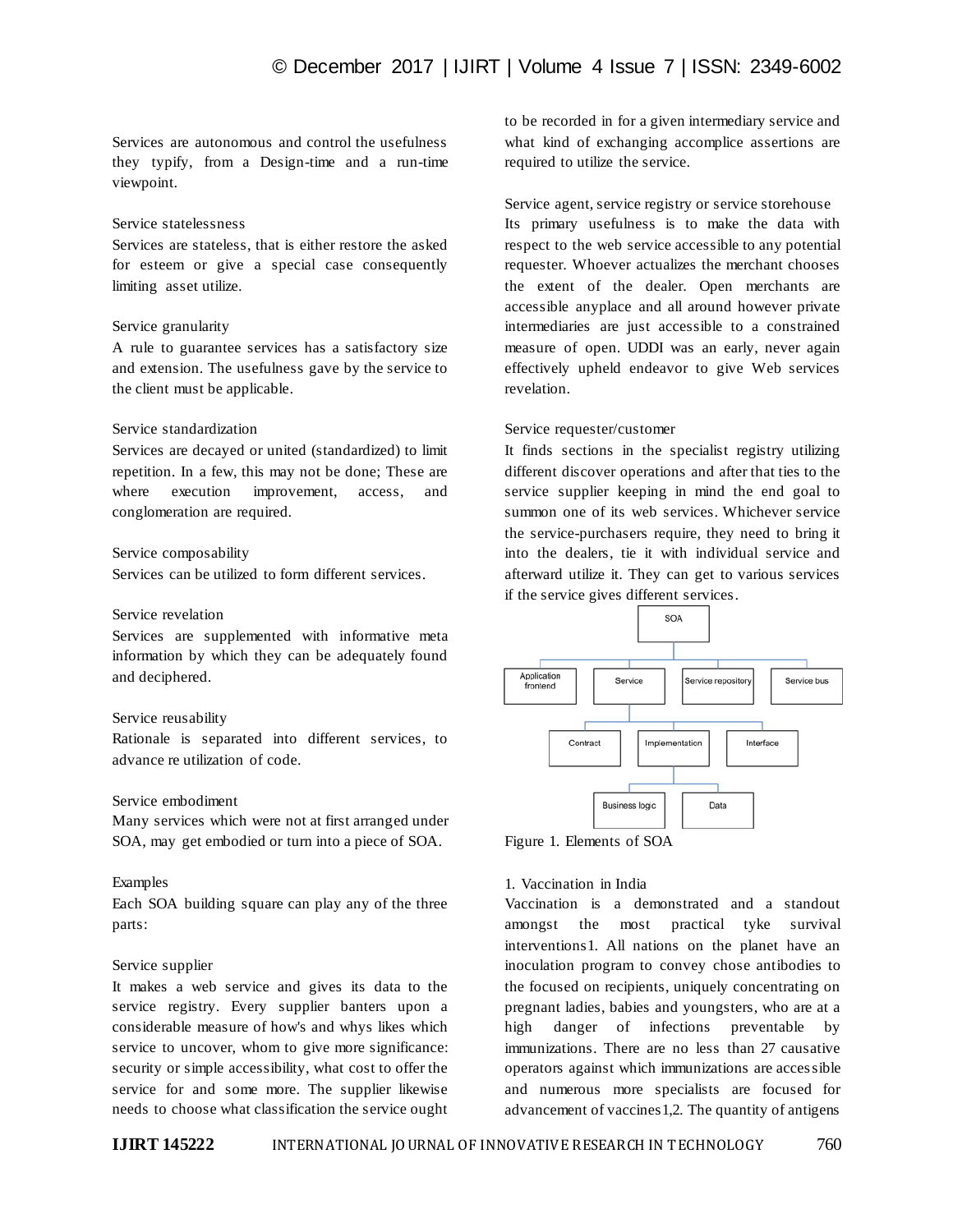Services are autonomous and control the usefulness they typify, from a Design-time and a run-time viewpoint.

Service statelessness
Services are stateless, that is either restore the asked for esteem or give a special case consequently limiting asset utilize.

Service granularity
A rule to guarantee services has a satisfactory size and extension. The usefulness gave by the service to the client must be applicable.

Service standardization
Services are decayed or united (standardized) to limit repetition. In a few, this may not be done; These are where execution improvement, access, and conglomeration are required.

Service composability
Services can be utilized to form different services.

Service revelation
Services are supplemented with informative meta information by which they can be adequately found and deciphered.

Service reusability
Rationale is separated into different services, to advance re utilization of code.

Service embodiment
Many services which were not at first arranged under SOA, may get embodied or turn into a piece of SOA.

Examples
Each SOA building square can play any of the three parts:

Service supplier
It makes a web service and gives its data to the service registry. Every supplier banters upon a considerable measure of how's and whys likes which service to uncover, whom to give more significance: security or simple accessibility, what cost to offer the service for and some more. The supplier likewise needs to choose what classification the service ought to be recorded in for a given intermediary service and what kind of exchanging accomplice assertions are required to utilize the service.

Service agent, service registry or service storehouse
Its primary usefulness is to make the data with respect to the web service accessible to any potential requester. Whoever actualizes the merchant chooses the extent of the dealer. Open merchants are accessible anyplace and all around however private intermediaries are just accessible to a constrained measure of open. UDDI was an early, never again effectively upheld endeavor to give Web services revelation.

Service requester/customer
It finds sections in the specialist registry utilizing different discover operations and after that ties to the service supplier keeping in mind the end goal to summon one of its web services. Whichever service the service-purchasers require, they need to bring it into the dealers, tie it with individual service and afterward utilize it. They can get to various services if the service gives different services.

Figure 1. Elements of SOA

1. Vaccination in India
Vaccination is a demonstrated and a standout amongst the most practical tyke survival interventions1. All nations on the planet have an inoculation program to convey chose antibodies to the focused on recipients, uniquely concentrating on pregnant ladies, babies and youngsters, who are at a high danger of infections preventable by immunizations. There are no less than 27 causative operators against which immunizations are accessible and numerous more specialists are focused for advancement of vaccines1,2. The quantity of antigens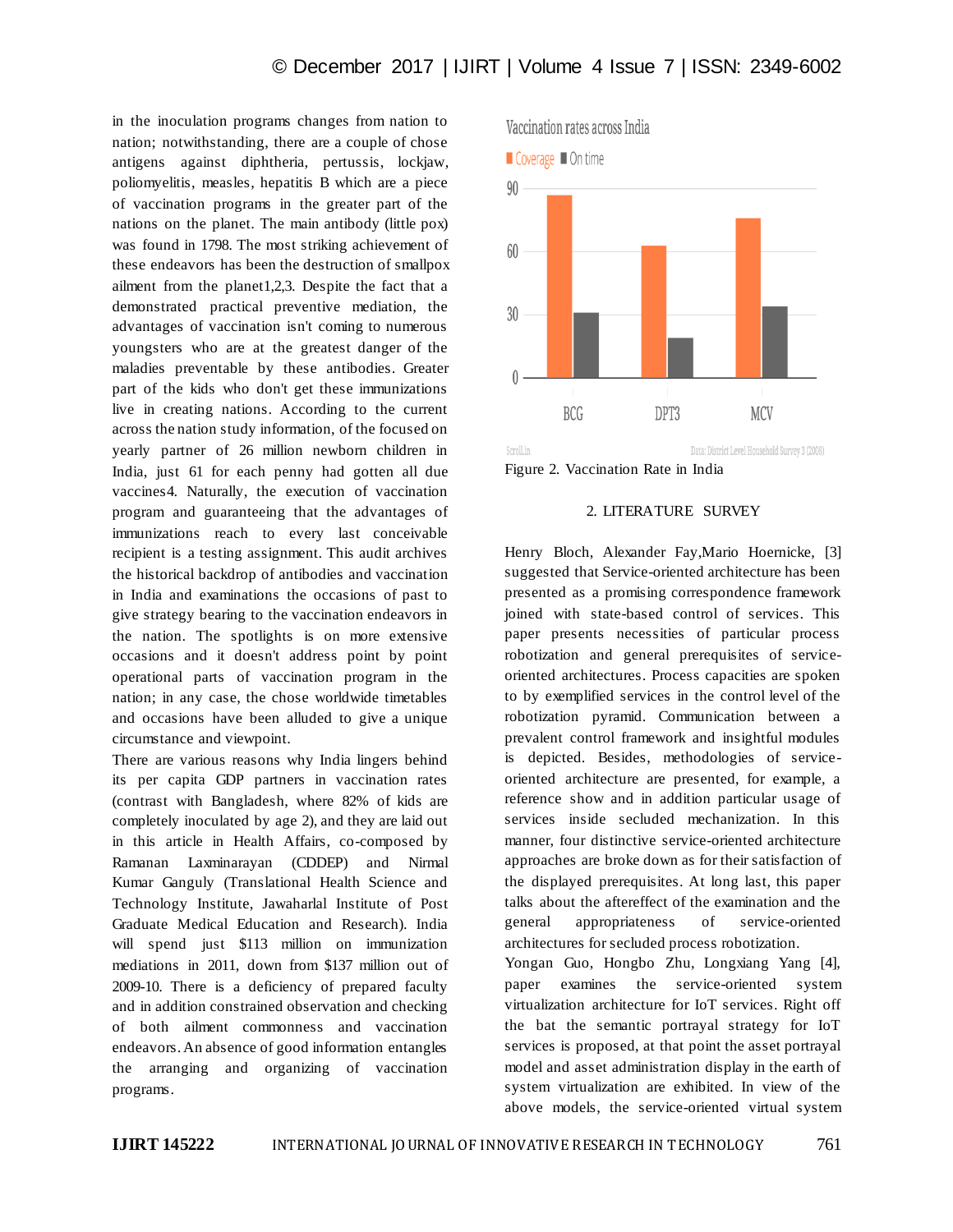in the inoculation programs changes from nation to nation; notwithstanding, there are a couple of chose antigens against diphtheria, pertussis, lockjaw, poliomyelitis, measles, hepatitis B which are a piece of vaccination programs in the greater part of the nations on the planet. The main antibody (little pox) was found in 1798. The most striking achievement of these endeavors has been the destruction of smallpox ailment from the planet1,2,3. Despite the fact that a demonstrated practical preventive mediation, the advantages of vaccination isn't coming to numerous youngsters who are at the greatest danger of the maladies preventable by these antibodies. Greater part of the kids who don't get these immunizations live in creating nations. According to the current across the nation study information, of the focused on yearly partner of 26 million newborn children in India, just 61 for each penny had gotten all due vaccines4. Naturally, the execution of vaccination program and guaranteeing that the advantages of immunizations reach to every last conceivable recipient is a testing assignment. This audit archives the historical backdrop of antibodies and vaccination in India and examinations the occasions of past to give strategy bearing to the vaccination endeavors in the nation. The spotlights is on more extensive occasions and it doesn't address point by point operational parts of vaccination program in the nation; in any case, the chose worldwide timetables and occasions have been alluded to give a unique circumstance and viewpoint.

There are various reasons why India lingers behind its per capita GDP partners in vaccination rates (contrast with Bangladesh, where 82% of kids are completely inoculated by age 2), and they are laid out in this article in Health Affairs, co-composed by Ramanan Laxminarayan (CDDEP) and Nirmal Kumar Ganguly (Translational Health Science and Technology Institute, Jawaharlal Institute of Post Graduate Medical Education and Research). India will spend just $113 million on immunization mediations in 2011, down from $137 million out of 2009-10. There is a deficiency of prepared faculty and in addition constrained observation and checking of both ailment commonness and vaccination endeavors. An absence of good information entangles the arranging and organizing of vaccination programs.

Vaccination rates across India

| | Coverage | On time |
|---|---|---|
| BCG | ~87 | ~31 |
| DPT3 | ~63 | ~19 |
| MCV | ~76 | ~34 |

Scroll.in — Data: District Level Household Survey 3 (2008)

Figure 2. Vaccination Rate in India

## 2. LITERATURE SURVEY

Henry Bloch, Alexander Fay,Mario Hoernicke, [3] suggested that Service-oriented architecture has been presented as a promising correspondence framework joined with state-based control of services. This paper presents necessities of particular process robotization and general prerequisites of service-oriented architectures. Process capacities are spoken to by exemplified services in the control level of the robotization pyramid. Communication between a prevalent control framework and insightful modules is depicted. Besides, methodologies of service-oriented architecture are presented, for example, a reference show and in addition particular usage of services inside secluded mechanization. In this manner, four distinctive service-oriented architecture approaches are broke down as for their satisfaction of the displayed prerequisites. At long last, this paper talks about the aftereffect of the examination and the general appropriateness of service-oriented architectures for secluded process robotization.

Yongan Guo, Hongbo Zhu, Longxiang Yang [4], paper examines the service-oriented system virtualization architecture for IoT services. Right off the bat the semantic portrayal strategy for IoT services is proposed, at that point the asset portrayal model and asset administration display in the earth of system virtualization are exhibited. In view of the above models, the service-oriented virtual system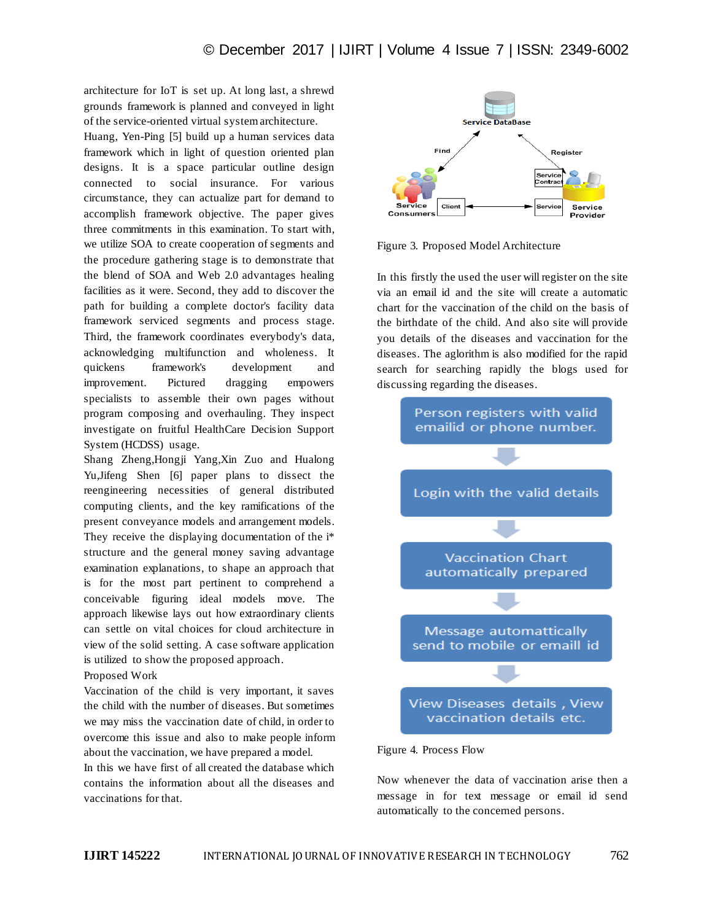architecture for IoT is set up. At long last, a shrewd grounds framework is planned and conveyed in light of the service-oriented virtual system architecture.

Huang, Yen-Ping [5] build up a human services data framework which in light of question oriented plan designs. It is a space particular outline design connected to social insurance. For various circumstance, they can actualize part for demand to accomplish framework objective. The paper gives three commitments in this examination. To start with, we utilize SOA to create cooperation of segments and the procedure gathering stage is to demonstrate that the blend of SOA and Web 2.0 advantages healing facilities as it were. Second, they add to discover the path for building a complete doctor's facility data framework serviced segments and process stage. Third, the framework coordinates everybody's data, acknowledging multifunction and wholeness. It quickens framework's development and improvement. Pictured dragging empowers specialists to assemble their own pages without program composing and overhauling. They inspect investigate on fruitful HealthCare Decision Support System (HCDSS) usage.

Shang Zheng,Hongji Yang,Xin Zuo and Hualong Yu,Jifeng Shen [6] paper plans to dissect the reengineering necessities of general distributed computing clients, and the key ramifications of the present conveyance models and arrangement models. They receive the displaying documentation of the i* structure and the general money saving advantage examination explanations, to shape an approach that is for the most part pertinent to comprehend a conceivable figuring ideal models move. The approach likewise lays out how extraordinary clients can settle on vital choices for cloud architecture in view of the solid setting. A case software application is utilized to show the proposed approach.

Proposed Work

Vaccination of the child is very important, it saves the child with the number of diseases. But sometimes we may miss the vaccination date of child, in order to overcome this issue and also to make people inform about the vaccination, we have prepared a model.

In this we have first of all created the database which contains the information about all the diseases and vaccinations for that.

Figure 3. Proposed Model Architecture

In this firstly the used the user will register on the site via an email id and the site will create a automatic chart for the vaccination of the child on the basis of the birthdate of the child. And also site will provide you details of the diseases and vaccination for the diseases. The aglorithm is also modified for the rapid search for searching rapidly the blogs used for discussing regarding the diseases.

Figure 4. Process Flow

Now whenever the data of vaccination arise then a message in for text message or email id send automatically to the concerned persons.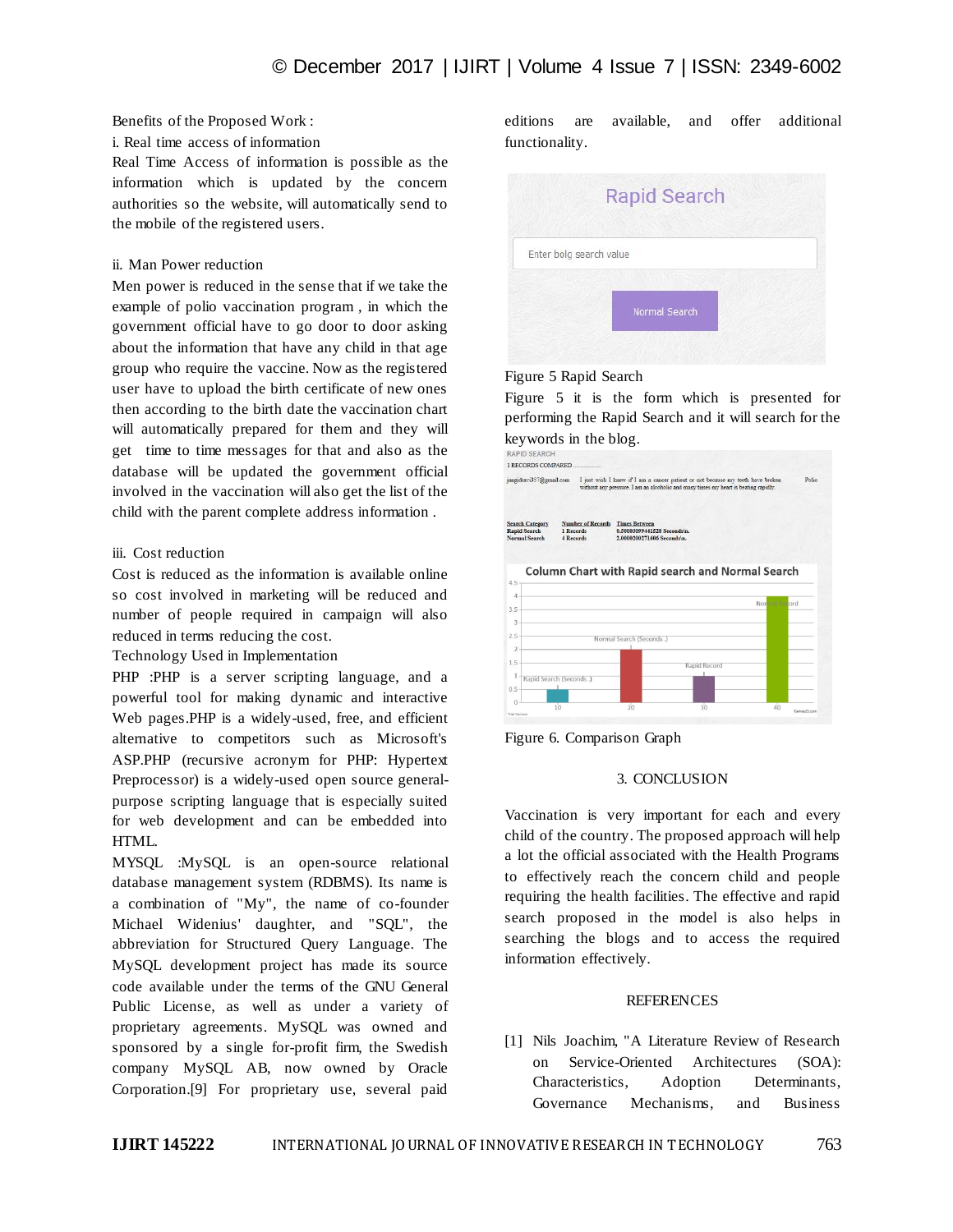Benefits of the Proposed Work :

i. Real time access of information

Real Time Access of information is possible as the information which is updated by the concern authorities so the website, will automatically send to the mobile of the registered users.

ii. Man Power reduction

Men power is reduced in the sense that if we take the example of polio vaccination program , in which the government official have to go door to door asking about the information that have any child in that age group who require the vaccine. Now as the registered user have to upload the birth certificate of new ones then according to the birth date the vaccination chart will automatically prepared for them and they will get time to time messages for that and also as the database will be updated the government official involved in the vaccination will also get the list of the child with the parent complete address information .

iii. Cost reduction

Cost is reduced as the information is available online so cost involved in marketing will be reduced and number of people required in campaign will also reduced in terms reducing the cost.

Technology Used in Implementation

PHP :PHP is a server scripting language, and a powerful tool for making dynamic and interactive Web pages.PHP is a widely-used, free, and efficient alternative to competitors such as Microsoft's ASP.PHP (recursive acronym for PHP: Hypertext Preprocessor) is a widely-used open source general-purpose scripting language that is especially suited for web development and can be embedded into HTML.

MYSQL :MySQL is an open-source relational database management system (RDBMS). Its name is a combination of "My", the name of co-founder Michael Widenius' daughter, and "SQL", the abbreviation for Structured Query Language. The MySQL development project has made its source code available under the terms of the GNU General Public License, as well as under a variety of proprietary agreements. MySQL was owned and sponsored by a single for-profit firm, the Swedish company MySQL AB, now owned by Oracle Corporation.[9] For proprietary use, several paid editions are available, and offer additional functionality.

Figure 5 Rapid Search

Figure 5 it is the form which is presented for performing the Rapid Search and it will search for the keywords in the blog.

Figure 6. Comparison Graph

## 3. CONCLUSION

Vaccination is very important for each and every child of the country. The proposed approach will help a lot the official associated with the Health Programs to effectively reach the concern child and people requiring the health facilities. The effective and rapid search proposed in the model is also helps in searching the blogs and to access the required information effectively.

## REFERENCES

[1] Nils Joachim, "A Literature Review of Research on Service-Oriented Architectures (SOA): Characteristics, Adoption Determinants, Governance Mechanisms, and Business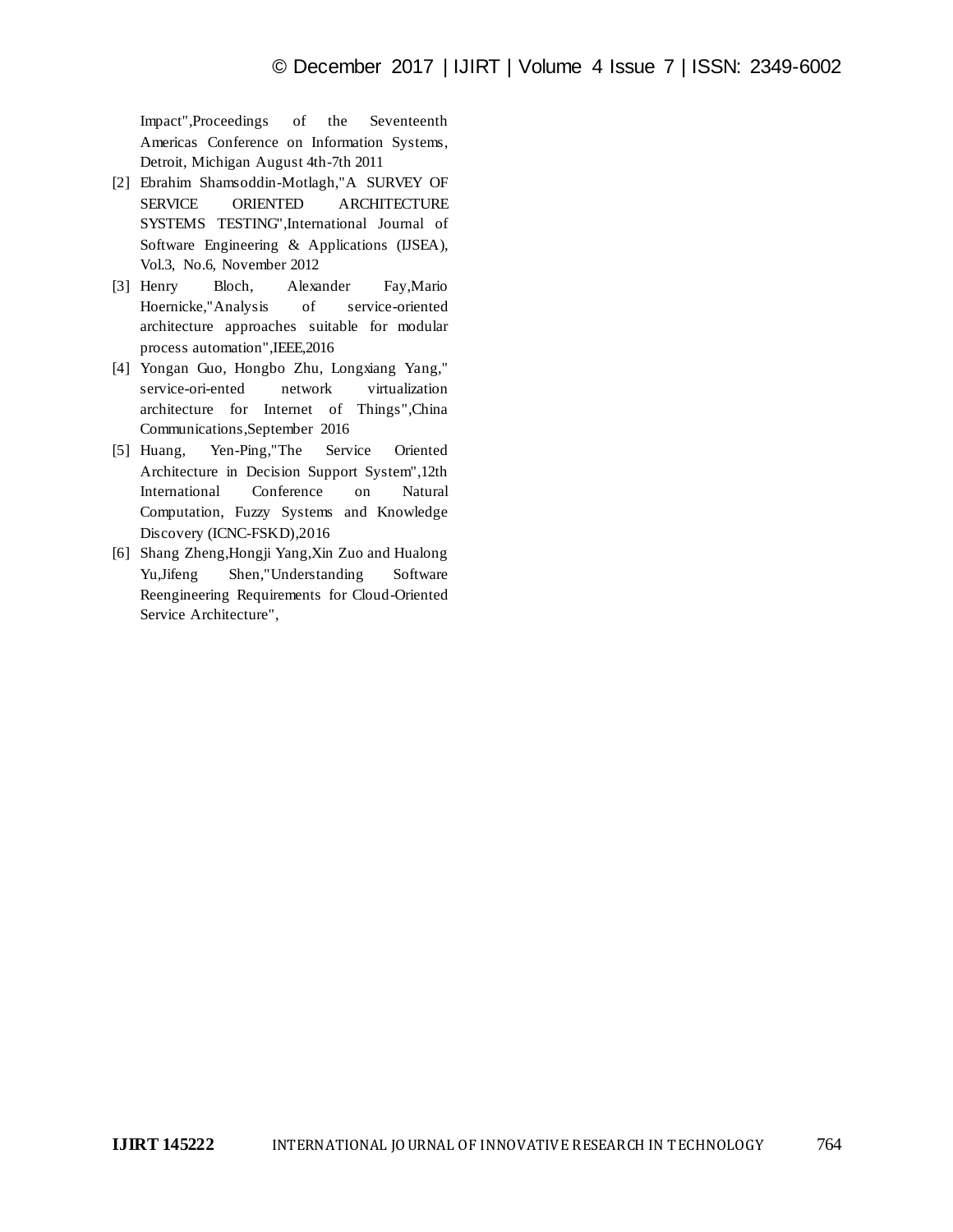Impact",Proceedings of the Seventeenth Americas Conference on Information Systems, Detroit, Michigan August 4th-7th 2011

[2] Ebrahim Shamsoddin-Motlagh,"A SURVEY OF SERVICE ORIENTED ARCHITECTURE SYSTEMS TESTING",International Journal of Software Engineering & Applications (IJSEA), Vol.3, No.6, November 2012

[3] Henry Bloch, Alexander Fay,Mario Hoernicke,"Analysis of service-oriented architecture approaches suitable for modular process automation",IEEE,2016

[4] Yongan Guo, Hongbo Zhu, Longxiang Yang," service-ori-ented network virtualization architecture for Internet of Things",China Communications,September 2016

[5] Huang, Yen-Ping,"The Service Oriented Architecture in Decision Support System",12th International Conference on Natural Computation, Fuzzy Systems and Knowledge Discovery (ICNC-FSKD),2016

[6] Shang Zheng,Hongji Yang,Xin Zuo and Hualong Yu,Jifeng Shen,"Understanding Software Reengineering Requirements for Cloud-Oriented Service Architecture",